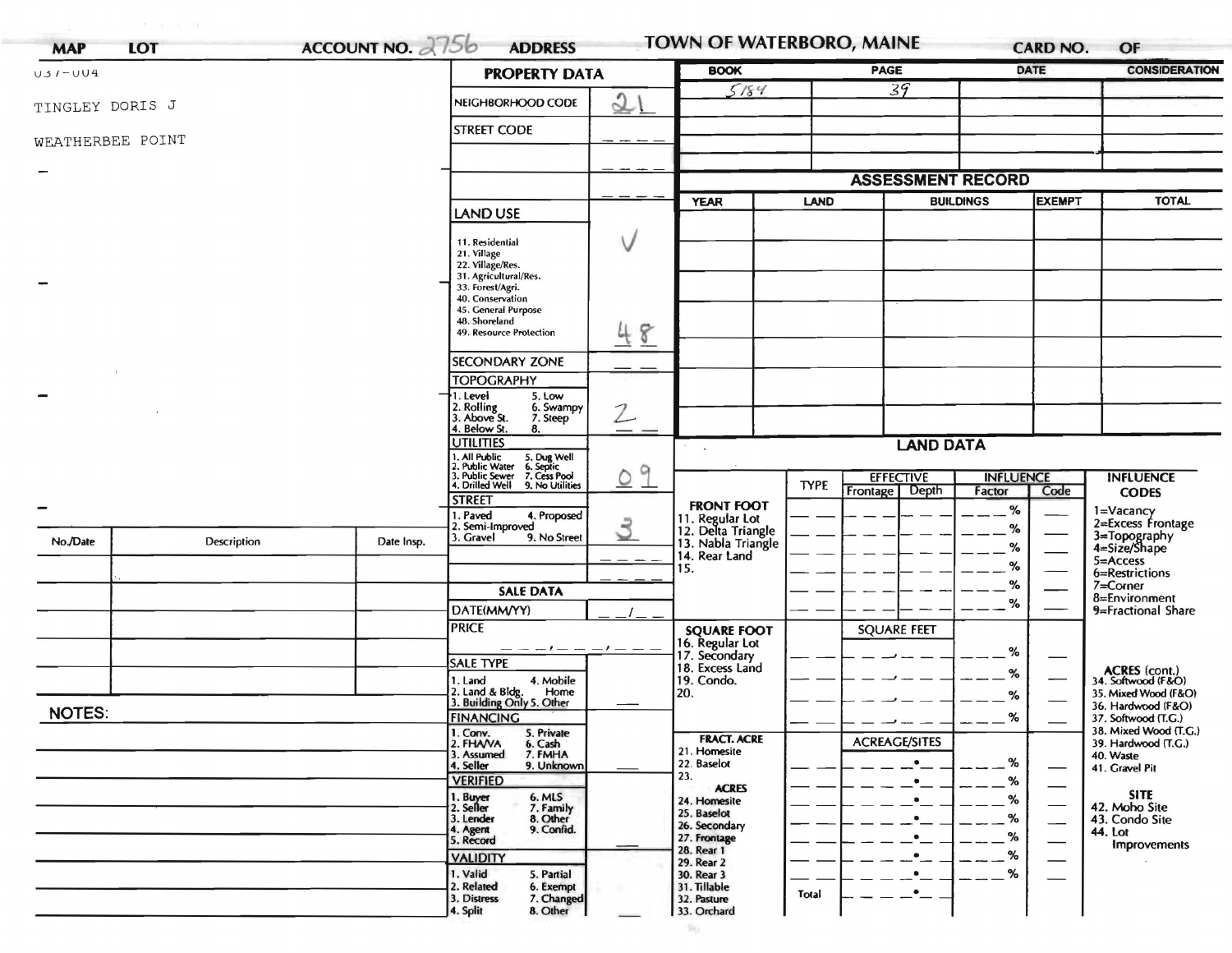| MAP | LOT | ACCOUNT NO. 2756 | ADDRESS | TOWN OF WATERBORO, MAINE | CARD NO. | OF |
|---|---|---|---|---|---|---|

037-004

TINGLEY DORIS J

WEATHERBEE POINT

## PROPERTY DATA

| Field | Value |
|---|---|
| NEIGHBORHOOD CODE | 21 |
| STREET CODE | ___ |
| | ___ |
| | ___ |

**LAND USE**

11. Residential
21. Village
22. Village/Res.
31. Agricultural/Res.
33. Forest/Agri.
40. Conservation
45. General Purpose
48. Shoreland
49. Resource Protection

Value: V, 48

**SECONDARY ZONE**: __ __

**TOPOGRAPHY**: 2

1. Level
2. Rolling
3. Above St.
4. Below St.
5. Low
6. Swampy
7. Steep
8.

**UTILITIES**: 09

1. All Public
2. Public Water
3. Public Sewer
4. Drilled Well
5. Dug Well
6. Septic
7. Cess Pool
9. No Utilities

**STREET**: 3

1. Paved
2. Semi-Improved
3. Gravel
4. Proposed
9. No Street

**SALE DATA**

DATE(MM/YY) __/__

PRICE __,__,__

**SALE TYPE**

1. Land
2. Land & Bldg.
3. Building Only
4. Mobile Home
5. Other

**FINANCING**

1. Conv.
2. FHA/VA
3. Assumed
4. Seller
5. Private
6. Cash
7. FMHA
9. Unknown

**VERIFIED**

1. Buyer
2. Seller
3. Lender
4. Agent
5. Record
6. MLS
7. Family
8. Other
9. Confid.

**VALIDITY**

1. Valid
2. Related
3. Distress
4. Split
5. Partial
6. Exempt
7. Changed
8. Other

| BOOK | PAGE | DATE | CONSIDERATION |
|---|---|---|---|
| 5184 | 39 | | |
| | | | |
| | | | |
| | | | |
| | | | |

## ASSESSMENT RECORD

| YEAR | LAND | BUILDINGS | EXEMPT | TOTAL |
|---|---|---|---|---|
| | | | | |
| | | | | |
| | | | | |
| | | | | |
| | | | | |
| | | | | |
| | | | | |

## LAND DATA

| | TYPE | EFFECTIVE Frontage | EFFECTIVE Depth | INFLUENCE Factor | INFLUENCE Code |
|---|---|---|---|---|---|
| **FRONT FOOT** 11. Regular Lot 12. Delta Triangle 13. Nabla Triangle 14. Rear Land 15. | | | | % | |
| **SQUARE FOOT** 16. Regular Lot 17. Secondary 18. Excess Land 19. Condo. 20. | | SQUARE FEET | | % | |
| **FRACT. ACRE** 21. Homesite 22. Baselot 23. **ACRES** 24. Homesite 25. Baselot 26. Secondary 27. Frontage 28. Rear 1 29. Rear 2 30. Rear 3 31. Tillable 32. Pasture 33. Orchard | | ACREAGE/SITES | | % | |
| | Total | | | | |

**INFLUENCE CODES**

1=Vacancy
2=Excess Frontage
3=Topography
4=Size/Shape
5=Access
6=Restrictions
7=Corner
8=Environment
9=Fractional Share

**ACRES (cont.)**

34. Softwood (F&O)
35. Mixed Wood (F&O)
36. Hardwood (F&O)
37. Softwood (T.G.)
38. Mixed Wood (T.G.)
39. Hardwood (T.G.)
40. Waste
41. Gravel Pit

**SITE**

42. Moho Site
43. Condo Site
44. Lot Improvements

| No./Date | Description | Date Insp. |
|---|---|---|
| | | |
| | | |
| | | |
| | | |
| | | |

**NOTES:**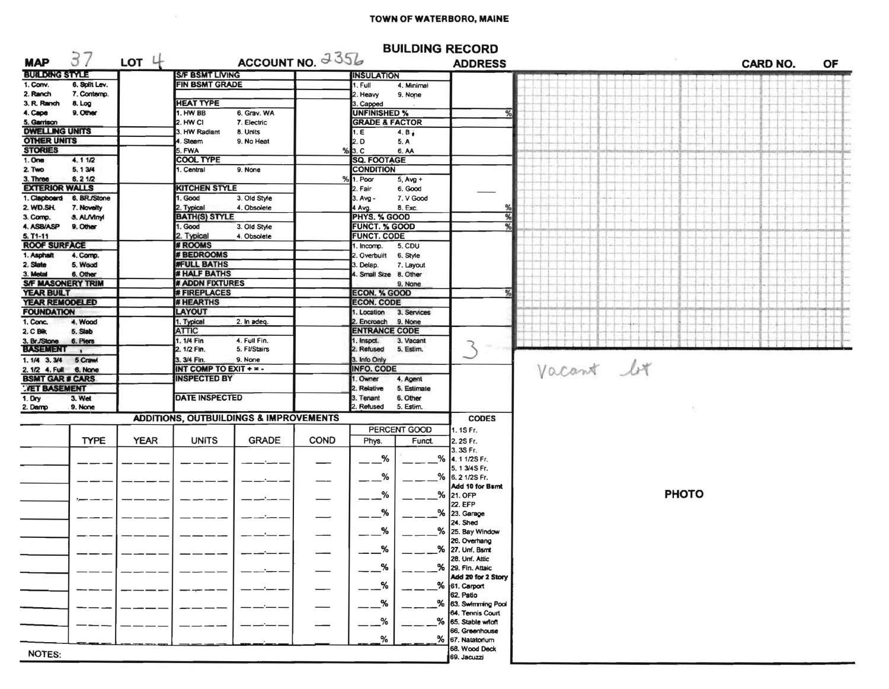**TOWN OF WATERBORO, MAINE**

# BUILDING RECORD

MAP 37 LOT 4 ACCOUNT NO. 2356 ADDRESS CARD NO. OF

| | | | | | | |
|---|---|---|---|---|---|---|
| **BUILDING STYLE**<br>1. Conv. 6. Split Lev.<br>2. Ranch 7. Contemp.<br>3. R. Ranch 8. Log<br>4. Cape 9. Other<br>5. Garrison | | **S/F BSMT LIVING** | | **INSULATION**<br>1. Full 4. Minimal<br>2. Heavy 9. None<br>3. Capped | | |
| **DWELLING UNITS** | | **FIN BSMT GRADE** | | **UNFINISHED %** | | % |
| **OTHER UNITS** | | **HEAT TYPE**<br>1. HW BB 6. Grav. WA<br>2. HW CI 7. Electric<br>3. HW Radiant 8. Units<br>4. Steam 9. No Heat<br>5. FWA | % | **GRADE & FACTOR**<br>1. E 4. B<br>2. D 5. A<br>3. C 6. AA | | |
| **STORIES**<br>1. One 4. 1 1/2<br>2. Two 5. 1 3/4<br>3. Three 6. 2 1/2 | | **COOL TYPE**<br>1. Central 9. None | % | **SQ. FOOTAGE** | | |
| **EXTERIOR WALLS**<br>1. Clapboard 6. BR./Stone<br>2. WD.SH. 7. Novelty<br>3. Comp. 8. AL/Vinyl<br>4. ASB/ASP 9. Other<br>5. T1-11 | | **KITCHEN STYLE**<br>1. Good 3. Old Style<br>2. Typical 4. Obsolete | | **CONDITION**<br>1. Poor 5. Avg +<br>2. Fair 6. Good<br>3. Avg - 7. V Good<br>4 Avg. 8. Exc. | | |
| | | **BATH(S) STYLE**<br>1. Good 3. Old Style<br>2. Typical 4. Obsolete | | **PHYS. % GOOD** | | % |
| | | | | **FUNCT. % GOOD** | | % |
| **ROOF SURFACE**<br>1. Asphalt 4. Comp.<br>2. Slate 5. Wood<br>3. Metal 6. Other | | **# ROOMS** | | **FUNCT. CODE**<br>1. Incomp. 5. CDU<br>2. Overbuilt 6. Style<br>3. Deprec. 7. Layout<br>4. Small Size 8. Other<br>9. None | | |
| | | **# BEDROOMS** | | | | |
| | | **#FULL BATHS** | | | | |
| | | **# HALF BATHS** | | | | |
| **S/F MASONERY TRIM** | | **# ADDN FIXTURES** | | | | |
| **YEAR BUILT** | | **# FIREPLACES** | | **ECON. % GOOD** | | % |
| **YEAR REMODELED** | | **# HEARTHS** | | **ECON. CODE**<br>1. Location 3. Services<br>2. Encroach 9. None | | |
| **FOUNDATION**<br>1. Conc. 4. Wood<br>2. C Blk 5. Slab<br>3. Br./Stone 6. Piers | | **LAYOUT**<br>1. Typical 2. In adeq. | | | | |
| **BASEMENT**<br>1. 1/4 3. 3/4 5 Crawl<br>2. 1/2 4. Full 6. None | | **ATTIC**<br>1. 1/4 Fin 4. Full Fin.<br>2. 1/2 Fin. 5. Fl/Stairs<br>3. 3/4 Fin. 9. None | | **ENTRANCE CODE**<br>1. Inspct. 3. Vacant<br>2. Refused 5. Estim.<br>3. Info Only | 3 | |
| **BSMT GAR # CARS** | | **INT COMP TO EXIT + = -** | | | | |
| **WET BASEMENT**<br>1. Dry 3. Wet<br>2. Damp 9. None | | **INSPECTED BY** | | **INFO. CODE**<br>1. Owner 4. Agent<br>2. Relative 5. Estimate<br>3. Tenant 6. Other<br>2. Refused 5. Estim. | | |
| | | **DATE INSPECTED** | | | | |

Vacant lot

## ADDITIONS, OUTBUILDINGS & IMPROVEMENTS

| | TYPE | YEAR | UNITS | GRADE | COND | PERCENT GOOD Phys. | PERCENT GOOD Funct. |
|---|---|---|---|---|---|---|---|
| | | | | | | % | % |
| | | | | | | % | % |
| | | | | | | % | % |
| | | | | | | % | % |
| | | | | | | % | % |
| | | | | | | % | % |
| | | | | | | % | % |
| | | | | | | % | % |
| | | | | | | % | % |
| | | | | | | % | % |
| | | | | | | % | % |

**CODES**
1. 1S Fr.
2. 2S Fr.
3. 3S Fr.
4. 1 1/2S Fr.
5. 1 3/4S Fr.
6. 2 1/2S Fr.
**Add 10 for Bsmt**
21. OFP
22. EFP
23. Garage
24. Shed
25. Bay Window
26. Overhang
27. Unf. Bsmt
28. Unf. Attic
29. Fin. Attaic
**Add 20 for 2 Story**
61. Carport
62. Patio
63. Swimming Pool
64. Tennis Court
65. Stable w/loft
66. Greenhouse
67. Natatorium
68. Wood Deck
69. Jacuzzi

PHOTO

NOTES: